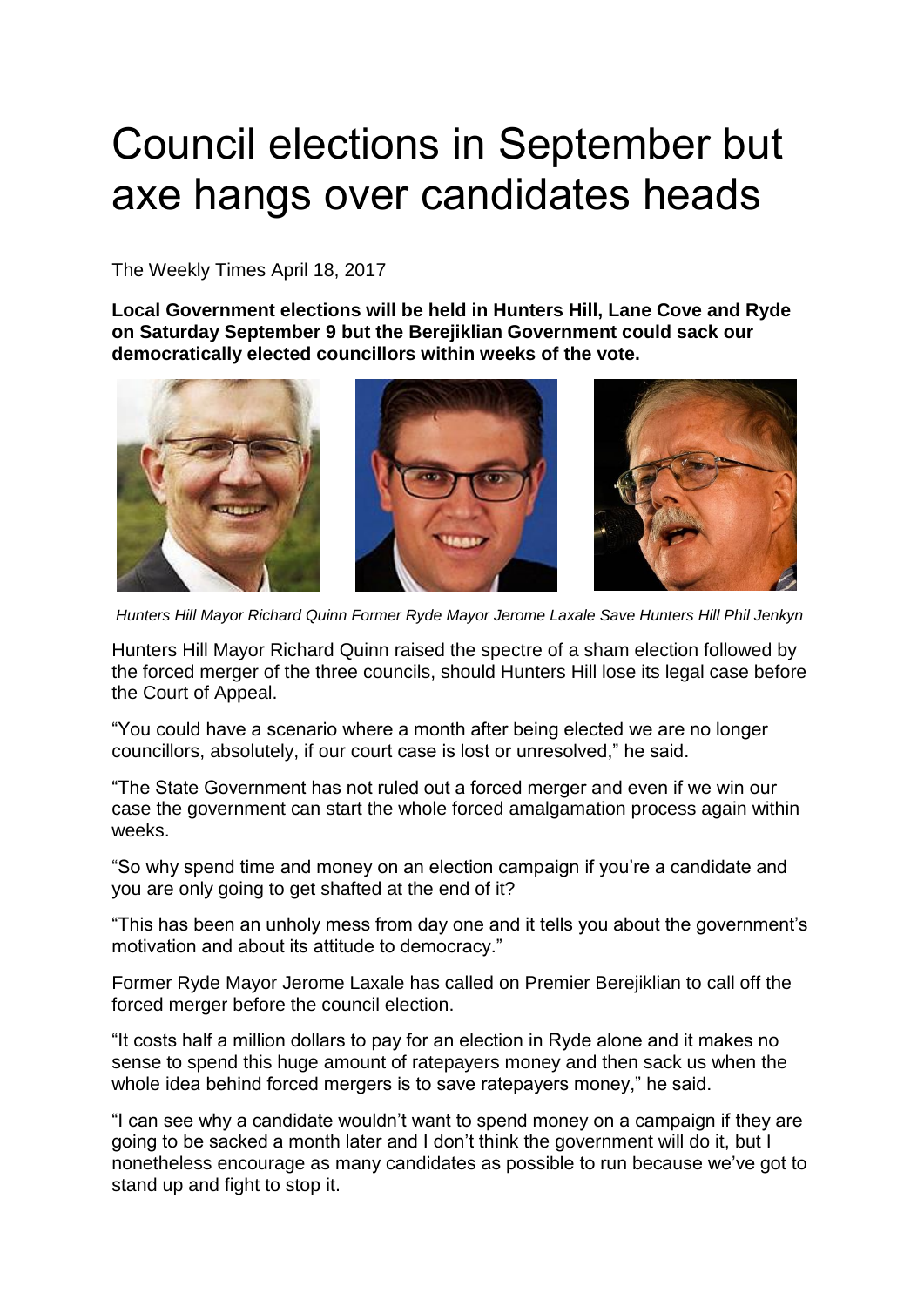# Council elections in September but axe hangs over candidates heads

The Weekly Times April 18, 2017

**Local Government elections will be held in Hunters Hill, Lane Cove and Ryde on Saturday September 9 but the Berejiklian Government could sack our democratically elected councillors within weeks of the vote.**

*Hunters Hill Mayor Richard Quinn Former Ryde Mayor Jerome Laxale Save Hunters Hill Phil Jenkyn*

Hunters Hill Mayor Richard Quinn raised the spectre of a sham election followed by the forced merger of the three councils, should Hunters Hill lose its legal case before the Court of Appeal.

"You could have a scenario where a month after being elected we are no longer councillors, absolutely, if our court case is lost or unresolved," he said.

"The State Government has not ruled out a forced merger and even if we win our case the government can start the whole forced amalgamation process again within weeks.

"So why spend time and money on an election campaign if you're a candidate and you are only going to get shafted at the end of it?

"This has been an unholy mess from day one and it tells you about the government's motivation and about its attitude to democracy."

Former Ryde Mayor Jerome Laxale has called on Premier Berejiklian to call off the forced merger before the council election.

"It costs half a million dollars to pay for an election in Ryde alone and it makes no sense to spend this huge amount of ratepayers money and then sack us when the whole idea behind forced mergers is to save ratepayers money," he said.

"I can see why a candidate wouldn't want to spend money on a campaign if they are going to be sacked a month later and I don't think the government will do it, but I nonetheless encourage as many candidates as possible to run because we've got to stand up and fight to stop it.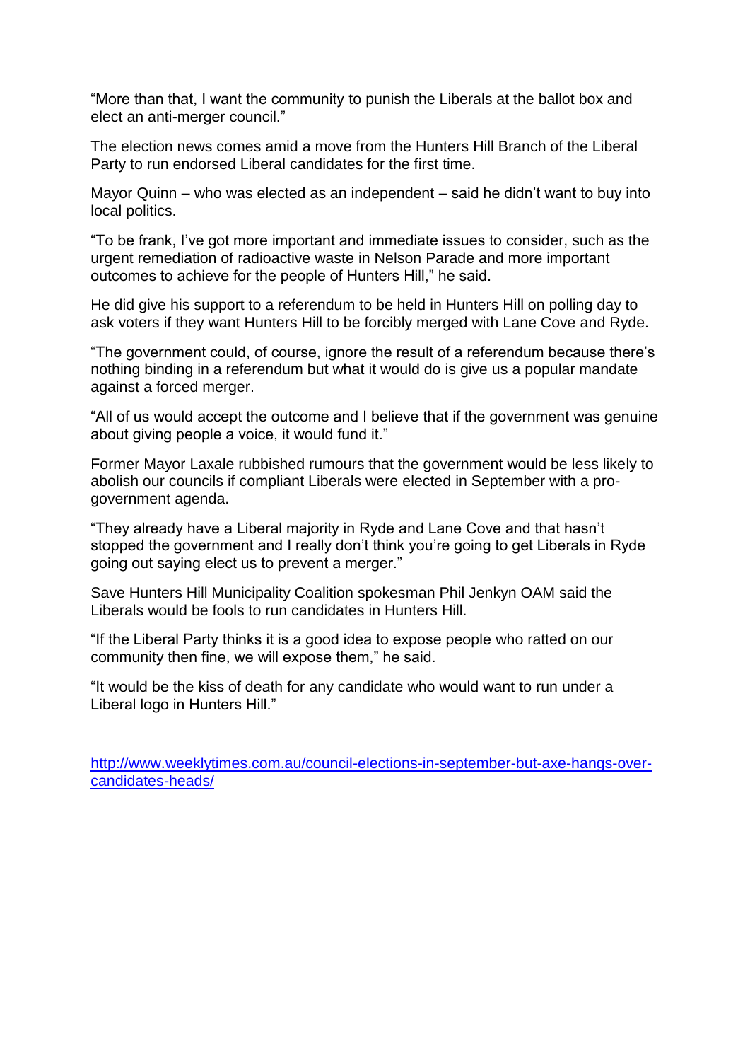"More than that, I want the community to punish the Liberals at the ballot box and elect an anti-merger council."

The election news comes amid a move from the Hunters Hill Branch of the Liberal Party to run endorsed Liberal candidates for the first time.

Mayor Quinn – who was elected as an independent – said he didn't want to buy into local politics.

"To be frank, I've got more important and immediate issues to consider, such as the urgent remediation of radioactive waste in Nelson Parade and more important outcomes to achieve for the people of Hunters Hill," he said.

He did give his support to a referendum to be held in Hunters Hill on polling day to ask voters if they want Hunters Hill to be forcibly merged with Lane Cove and Ryde.

"The government could, of course, ignore the result of a referendum because there's nothing binding in a referendum but what it would do is give us a popular mandate against a forced merger.

"All of us would accept the outcome and I believe that if the government was genuine about giving people a voice, it would fund it."

Former Mayor Laxale rubbished rumours that the government would be less likely to abolish our councils if compliant Liberals were elected in September with a pro-government agenda.

"They already have a Liberal majority in Ryde and Lane Cove and that hasn't stopped the government and I really don't think you're going to get Liberals in Ryde going out saying elect us to prevent a merger."

Save Hunters Hill Municipality Coalition spokesman Phil Jenkyn OAM said the Liberals would be fools to run candidates in Hunters Hill.

"If the Liberal Party thinks it is a good idea to expose people who ratted on our community then fine, we will expose them," he said.

"It would be the kiss of death for any candidate who would want to run under a Liberal logo in Hunters Hill."

[http://www.weeklytimes.com.au/council-elections-in-september-but-axe-hangs-over-candidates-heads/](http://www.weeklytimes.com.au/council-elections-in-september-but-axe-hangs-over-candidates-heads/)